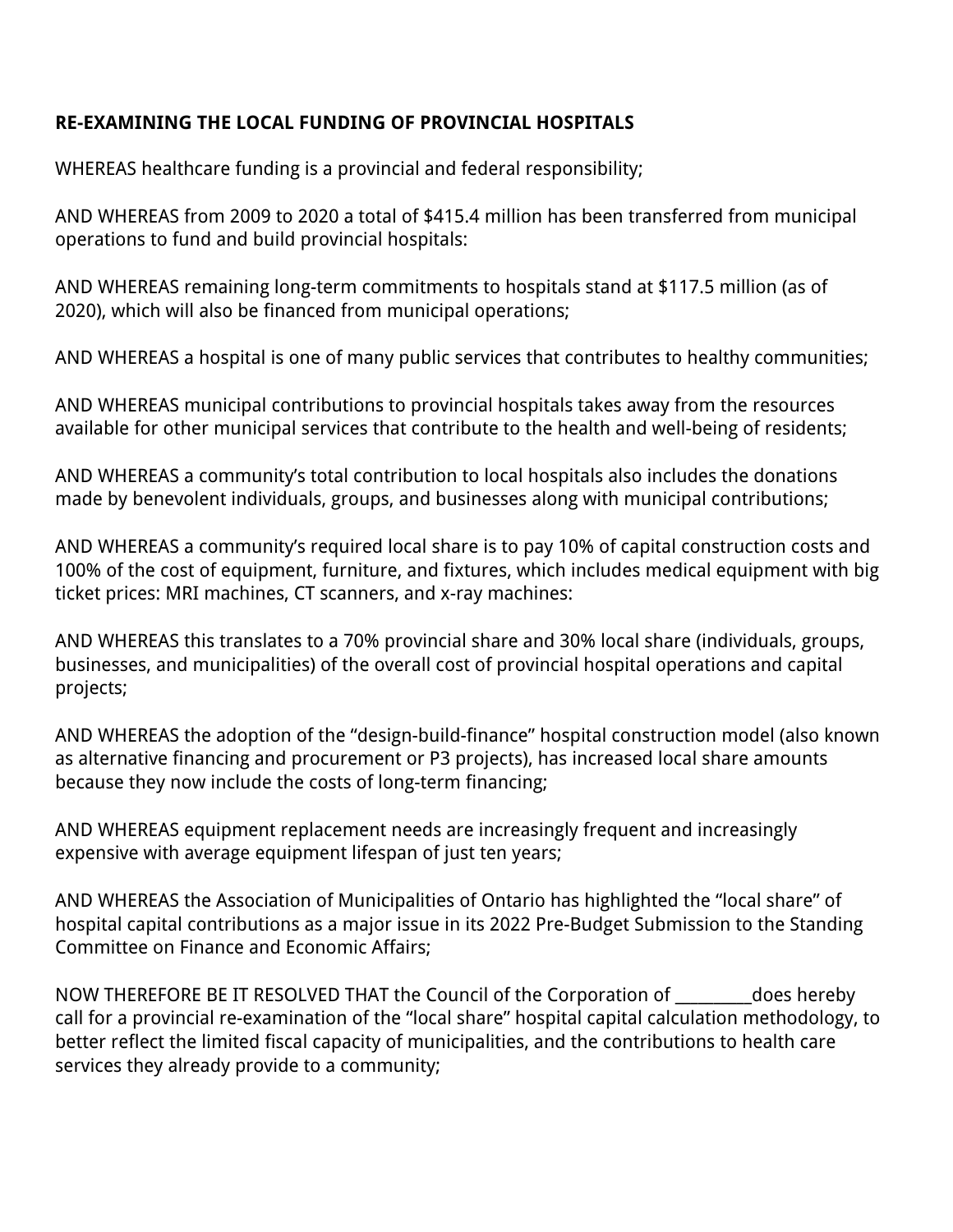**RE-EXAMINING THE LOCAL FUNDING OF PROVINCIAL HOSPITALS**

WHEREAS healthcare funding is a provincial and federal responsibility;

AND WHEREAS from 2009 to 2020 a total of $415.4 million has been transferred from municipal operations to fund and build provincial hospitals:

AND WHEREAS remaining long-term commitments to hospitals stand at $117.5 million (as of 2020), which will also be financed from municipal operations;

AND WHEREAS a hospital is one of many public services that contributes to healthy communities;

AND WHEREAS municipal contributions to provincial hospitals takes away from the resources available for other municipal services that contribute to the health and well-being of residents;

AND WHEREAS a community's total contribution to local hospitals also includes the donations made by benevolent individuals, groups, and businesses along with municipal contributions;

AND WHEREAS a community's required local share is to pay 10% of capital construction costs and 100% of the cost of equipment, furniture, and fixtures, which includes medical equipment with big ticket prices: MRI machines, CT scanners, and x-ray machines:

AND WHEREAS this translates to a 70% provincial share and 30% local share (individuals, groups, businesses, and municipalities) of the overall cost of provincial hospital operations and capital projects;

AND WHEREAS the adoption of the "design-build-finance" hospital construction model (also known as alternative financing and procurement or P3 projects), has increased local share amounts because they now include the costs of long-term financing;

AND WHEREAS equipment replacement needs are increasingly frequent and increasingly expensive with average equipment lifespan of just ten years;

AND WHEREAS the Association of Municipalities of Ontario has highlighted the "local share" of hospital capital contributions as a major issue in its 2022 Pre-Budget Submission to the Standing Committee on Finance and Economic Affairs;

NOW THEREFORE BE IT RESOLVED THAT the Council of the Corporation of _________does hereby call for a provincial re-examination of the "local share" hospital capital calculation methodology, to better reflect the limited fiscal capacity of municipalities, and the contributions to health care services they already provide to a community;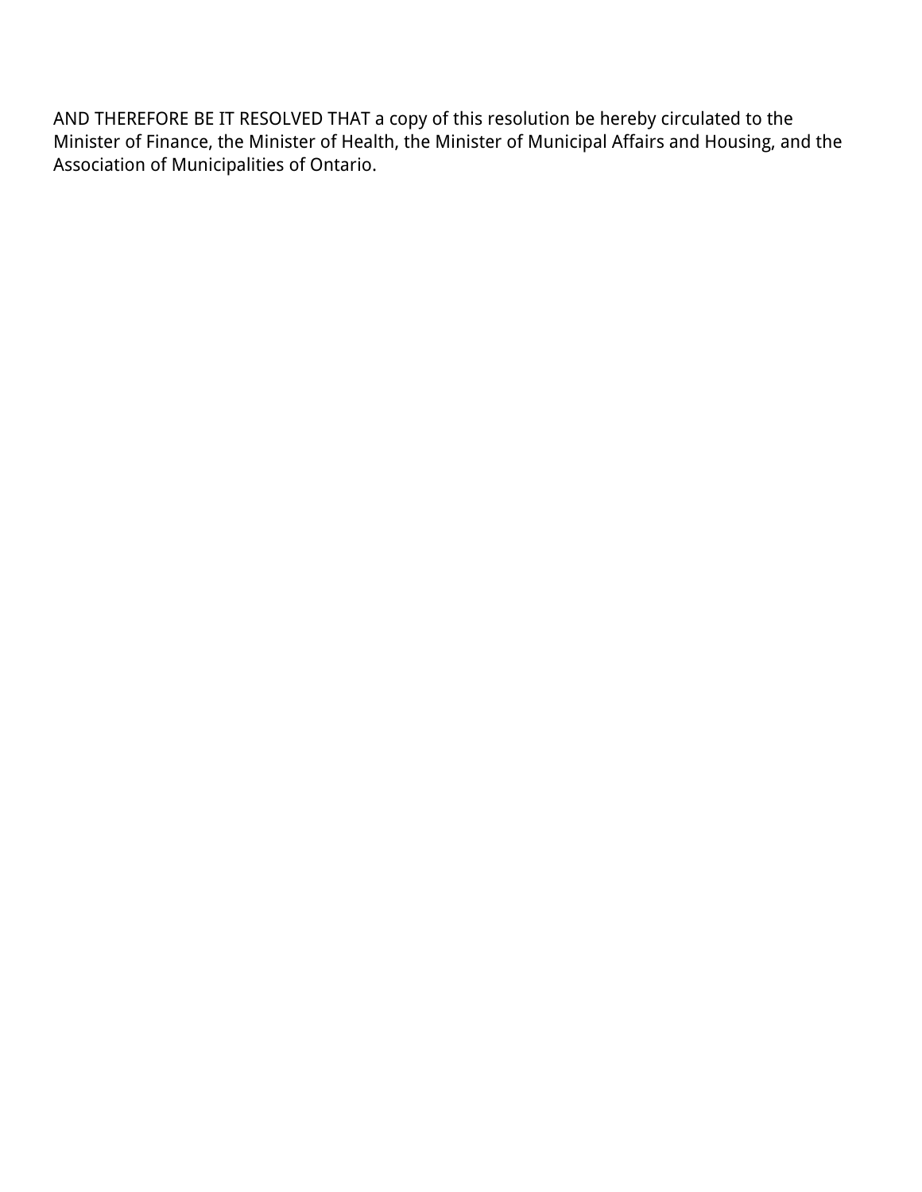AND THEREFORE BE IT RESOLVED THAT a copy of this resolution be hereby circulated to the Minister of Finance, the Minister of Health, the Minister of Municipal Affairs and Housing, and the Association of Municipalities of Ontario.